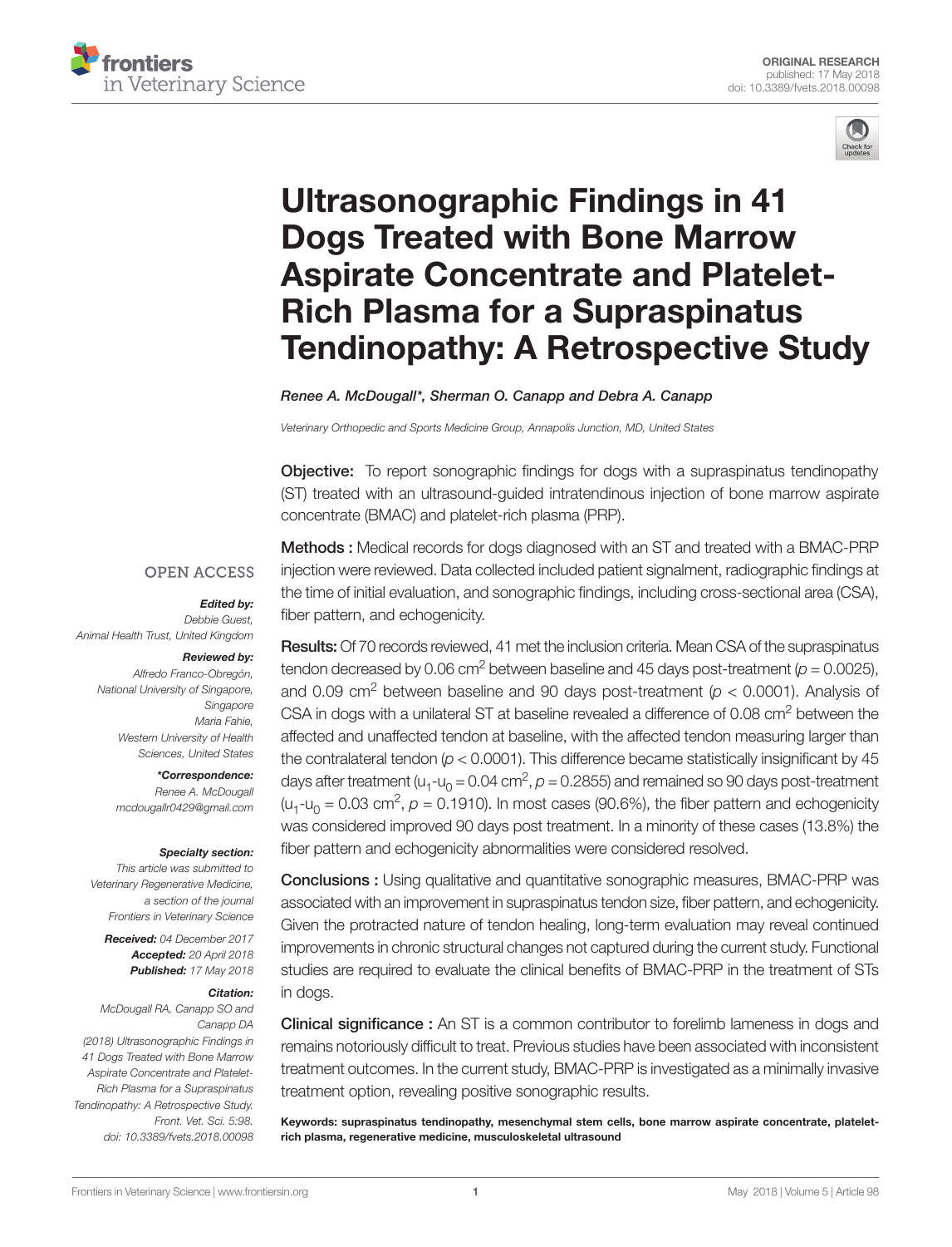ORIGINAL RESEARCH
published: 17 May 2018
doi: 10.3389/fvets.2018.00098

# Ultrasonographic Findings in 41 Dogs Treated with Bone Marrow Aspirate Concentrate and Platelet-Rich Plasma for a Supraspinatus Tendinopathy: A Retrospective Study

*Renee A. McDougall\*, Sherman O. Canapp and Debra A. Canapp*

*Veterinary Orthopedic and Sports Medicine Group, Annapolis Junction, MD, United States*

**Objective:** To report sonographic findings for dogs with a supraspinatus tendinopathy (ST) treated with an ultrasound-guided intratendinous injection of bone marrow aspirate concentrate (BMAC) and platelet-rich plasma (PRP).

**Methods :** Medical records for dogs diagnosed with an ST and treated with a BMAC-PRP injection were reviewed. Data collected included patient signalment, radiographic findings at the time of initial evaluation, and sonographic findings, including cross-sectional area (CSA), fiber pattern, and echogenicity.

**Results:** Of 70 records reviewed, 41 met the inclusion criteria. Mean CSA of the supraspinatus tendon decreased by 0.06 $cm^2$ between baseline and 45 days post-treatment ($p = 0.0025$), and 0.09 $cm^2$ between baseline and 90 days post-treatment ($p < 0.0001$). Analysis of CSA in dogs with a unilateral ST at baseline revealed a difference of 0.08 $cm^2$ between the affected and unaffected tendon at baseline, with the affected tendon measuring larger than the contralateral tendon ($p < 0.0001$). This difference became statistically insignificant by 45 days after treatment ($u_1$-$u_0$ = 0.04 $cm^2$, $p = 0.2855$) and remained so 90 days post-treatment ($u_1$-$u_0$ = 0.03 $cm^2$, $p = 0.1910$). In most cases (90.6%), the fiber pattern and echogenicity was considered improved 90 days post treatment. In a minority of these cases (13.8%) the fiber pattern and echogenicity abnormalities were considered resolved.

**Conclusions :** Using qualitative and quantitative sonographic measures, BMAC-PRP was associated with an improvement in supraspinatus tendon size, fiber pattern, and echogenicity. Given the protracted nature of tendon healing, long-term evaluation may reveal continued improvements in chronic structural changes not captured during the current study. Functional studies are required to evaluate the clinical benefits of BMAC-PRP in the treatment of STs in dogs.

**Clinical significance :** An ST is a common contributor to forelimb lameness in dogs and remains notoriously difficult to treat. Previous studies have been associated with inconsistent treatment outcomes. In the current study, BMAC-PRP is investigated as a minimally invasive treatment option, revealing positive sonographic results.

**Keywords: supraspinatus tendinopathy, mesenchymal stem cells, bone marrow aspirate concentrate, platelet-rich plasma, regenerative medicine, musculoskeletal ultrasound**

OPEN ACCESS

***Edited by:***
*Debbie Guest,*
*Animal Health Trust, United Kingdom*

***Reviewed by:***
*Alfredo Franco-Obregón,*
*National University of Singapore, Singapore*
*Maria Fahie,*
*Western University of Health Sciences, United States*

***\*Correspondence:***
*Renee A. McDougall*
*mcdougallr0429@gmail.com*

***Specialty section:***
*This article was submitted to Veterinary Regenerative Medicine, a section of the journal Frontiers in Veterinary Science*

***Received:*** *04 December 2017*
***Accepted:*** *20 April 2018*
***Published:*** *17 May 2018*

***Citation:***
*McDougall RA, Canapp SO and Canapp DA (2018) Ultrasonographic Findings in 41 Dogs Treated with Bone Marrow Aspirate Concentrate and Platelet-Rich Plasma for a Supraspinatus Tendinopathy: A Retrospective Study. Front. Vet. Sci. 5:98. doi: 10.3389/fvets.2018.00098*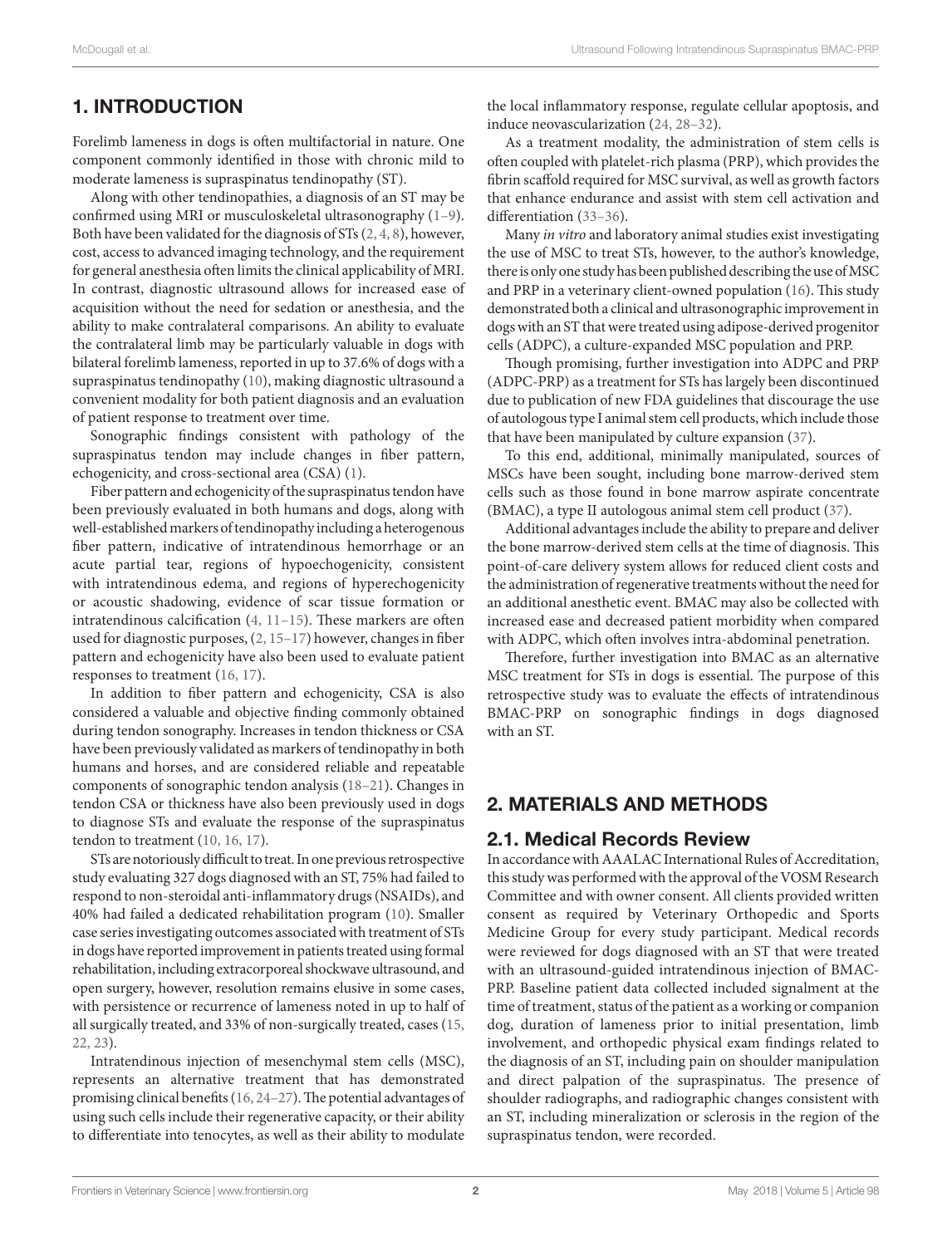## 1. INTRODUCTION

Forelimb lameness in dogs is often multifactorial in nature. One component commonly identified in those with chronic mild to moderate lameness is supraspinatus tendinopathy (ST).

Along with other tendinopathies, a diagnosis of an ST may be confirmed using MRI or musculoskeletal ultrasonography (1–9). Both have been validated for the diagnosis of STs (2, 4, 8), however, cost, access to advanced imaging technology, and the requirement for general anesthesia often limits the clinical applicability of MRI. In contrast, diagnostic ultrasound allows for increased ease of acquisition without the need for sedation or anesthesia, and the ability to make contralateral comparisons. An ability to evaluate the contralateral limb may be particularly valuable in dogs with bilateral forelimb lameness, reported in up to 37.6% of dogs with a supraspinatus tendinopathy (10), making diagnostic ultrasound a convenient modality for both patient diagnosis and an evaluation of patient response to treatment over time.

Sonographic findings consistent with pathology of the supraspinatus tendon may include changes in fiber pattern, echogenicity, and cross-sectional area (CSA) (1).

Fiber pattern and echogenicity of the supraspinatus tendon have been previously evaluated in both humans and dogs, along with well-established markers of tendinopathy including a heterogenous fiber pattern, indicative of intratendinous hemorrhage or an acute partial tear, regions of hypoechogenicity, consistent with intratendinous edema, and regions of hyperechogenicity or acoustic shadowing, evidence of scar tissue formation or intratendinous calcification (4, 11–15). These markers are often used for diagnostic purposes, (2, 15–17) however, changes in fiber pattern and echogenicity have also been used to evaluate patient responses to treatment (16, 17).

In addition to fiber pattern and echogenicity, CSA is also considered a valuable and objective finding commonly obtained during tendon sonography. Increases in tendon thickness or CSA have been previously validated as markers of tendinopathy in both humans and horses, and are considered reliable and repeatable components of sonographic tendon analysis (18–21). Changes in tendon CSA or thickness have also been previously used in dogs to diagnose STs and evaluate the response of the supraspinatus tendon to treatment (10, 16, 17).

STs are notoriously difficult to treat. In one previous retrospective study evaluating 327 dogs diagnosed with an ST, 75% had failed to respond to non-steroidal anti-inflammatory drugs (NSAIDs), and 40% had failed a dedicated rehabilitation program (10). Smaller case series investigating outcomes associated with treatment of STs in dogs have reported improvement in patients treated using formal rehabilitation, including extracorporeal shockwave ultrasound, and open surgery, however, resolution remains elusive in some cases, with persistence or recurrence of lameness noted in up to half of all surgically treated, and 33% of non-surgically treated, cases (15, 22, 23).

Intratendinous injection of mesenchymal stem cells (MSC), represents an alternative treatment that has demonstrated promising clinical benefits (16, 24–27). The potential advantages of using such cells include their regenerative capacity, or their ability to differentiate into tenocytes, as well as their ability to modulate the local inflammatory response, regulate cellular apoptosis, and induce neovascularization (24, 28–32).

As a treatment modality, the administration of stem cells is often coupled with platelet-rich plasma (PRP), which provides the fibrin scaffold required for MSC survival, as well as growth factors that enhance endurance and assist with stem cell activation and differentiation (33–36).

Many *in vitro* and laboratory animal studies exist investigating the use of MSC to treat STs, however, to the author's knowledge, there is only one study has been published describing the use of MSC and PRP in a veterinary client-owned population (16). This study demonstrated both a clinical and ultrasonographic improvement in dogs with an ST that were treated using adipose-derived progenitor cells (ADPC), a culture-expanded MSC population and PRP.

Though promising, further investigation into ADPC and PRP (ADPC-PRP) as a treatment for STs has largely been discontinued due to publication of new FDA guidelines that discourage the use of autologous type I animal stem cell products, which include those that have been manipulated by culture expansion (37).

To this end, additional, minimally manipulated, sources of MSCs have been sought, including bone marrow-derived stem cells such as those found in bone marrow aspirate concentrate (BMAC), a type II autologous animal stem cell product (37).

Additional advantages include the ability to prepare and deliver the bone marrow-derived stem cells at the time of diagnosis. This point-of-care delivery system allows for reduced client costs and the administration of regenerative treatments without the need for an additional anesthetic event. BMAC may also be collected with increased ease and decreased patient morbidity when compared with ADPC, which often involves intra-abdominal penetration.

Therefore, further investigation into BMAC as an alternative MSC treatment for STs in dogs is essential. The purpose of this retrospective study was to evaluate the effects of intratendinous BMAC-PRP on sonographic findings in dogs diagnosed with an ST.

## 2. MATERIALS AND METHODS

### 2.1. Medical Records Review

In accordance with AAALAC International Rules of Accreditation, this study was performed with the approval of the VOSM Research Committee and with owner consent. All clients provided written consent as required by Veterinary Orthopedic and Sports Medicine Group for every study participant. Medical records were reviewed for dogs diagnosed with an ST that were treated with an ultrasound-guided intratendinous injection of BMAC-PRP. Baseline patient data collected included signalment at the time of treatment, status of the patient as a working or companion dog, duration of lameness prior to initial presentation, limb involvement, and orthopedic physical exam findings related to the diagnosis of an ST, including pain on shoulder manipulation and direct palpation of the supraspinatus. The presence of shoulder radiographs, and radiographic changes consistent with an ST, including mineralization or sclerosis in the region of the supraspinatus tendon, were recorded.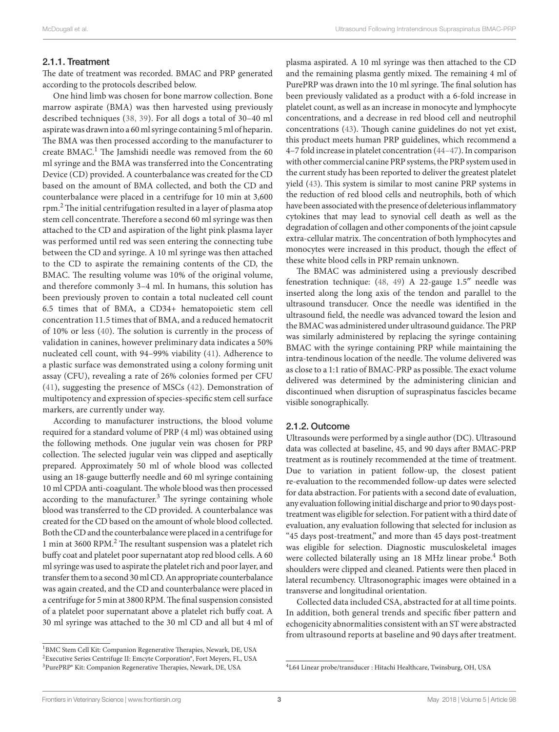### 2.1.1. Treatment

The date of treatment was recorded. BMAC and PRP generated according to the protocols described below.

One hind limb was chosen for bone marrow collection. Bone marrow aspirate (BMA) was then harvested using previously described techniques (38, 39). For all dogs a total of 30–40 ml aspirate was drawn into a 60 ml syringe containing 5 ml of heparin. The BMA was then processed according to the manufacturer to create BMAC.[1] The Jamshidi needle was removed from the 60 ml syringe and the BMA was transferred into the Concentrating Device (CD) provided. A counterbalance was created for the CD based on the amount of BMA collected, and both the CD and counterbalance were placed in a centrifuge for 10 min at 3,600 rpm.[2] The initial centrifugation resulted in a layer of plasma atop stem cell concentrate. Therefore a second 60 ml syringe was then attached to the CD and aspiration of the light pink plasma layer was performed until red was seen entering the connecting tube between the CD and syringe. A 10 ml syringe was then attached to the CD to aspirate the remaining contents of the CD, the BMAC. The resulting volume was 10% of the original volume, and therefore commonly 3–4 ml. In humans, this solution has been previously proven to contain a total nucleated cell count 6.5 times that of BMA, a CD34+ hematopoietic stem cell concentration 11.5 times that of BMA, and a reduced hematocrit of 10% or less (40). The solution is currently in the process of validation in canines, however preliminary data indicates a 50% nucleated cell count, with 94–99% viability (41). Adherence to a plastic surface was demonstrated using a colony forming unit assay (CFU), revealing a rate of 26% colonies formed per CFU (41), suggesting the presence of MSCs (42). Demonstration of multipotency and expression of species-specific stem cell surface markers, are currently under way.

According to manufacturer instructions, the blood volume required for a standard volume of PRP (4 ml) was obtained using the following methods. One jugular vein was chosen for PRP collection. The selected jugular vein was clipped and aseptically prepared. Approximately 50 ml of whole blood was collected using an 18-gauge butterfly needle and 60 ml syringe containing 10 ml CPDA anti-coagulant. The whole blood was then processed according to the manufacturer.[3] The syringe containing whole blood was transferred to the CD provided. A counterbalance was created for the CD based on the amount of whole blood collected. Both the CD and the counterbalance were placed in a centrifuge for 1 min at 3600 RPM.[2] The resultant suspension was a platelet rich buffy coat and platelet poor supernatant atop red blood cells. A 60 ml syringe was used to aspirate the platelet rich and poor layer, and transfer them to a second 30 ml CD. An appropriate counterbalance was again created, and the CD and counterbalance were placed in a centrifuge for 5 min at 3800 RPM. The final suspension consisted of a platelet poor supernatant above a platelet rich buffy coat. A 30 ml syringe was attached to the 30 ml CD and all but 4 ml of plasma aspirated. A 10 ml syringe was then attached to the CD and the remaining plasma gently mixed. The remaining 4 ml of PurePRP was drawn into the 10 ml syringe. The final solution has been previously validated as a product with a 6-fold increase in platelet count, as well as an increase in monocyte and lymphocyte concentrations, and a decrease in red blood cell and neutrophil concentrations (43). Though canine guidelines do not yet exist, this product meets human PRP guidelines, which recommend a 4–7 fold increase in platelet concentration (44–47). In comparison with other commercial canine PRP systems, the PRP system used in the current study has been reported to deliver the greatest platelet yield (43). This system is similar to most canine PRP systems in the reduction of red blood cells and neutrophils, both of which have been associated with the presence of deleterious inflammatory cytokines that may lead to synovial cell death as well as the degradation of collagen and other components of the joint capsule extra-cellular matrix. The concentration of both lymphocytes and monocytes were increased in this product, though the effect of these white blood cells in PRP remain unknown.

The BMAC was administered using a previously described fenestration technique: (48, 49) A 22-gauge 1.5″ needle was inserted along the long axis of the tendon and parallel to the ultrasound transducer. Once the needle was identified in the ultrasound field, the needle was advanced toward the lesion and the BMAC was administered under ultrasound guidance. The PRP was similarly administered by replacing the syringe containing BMAC with the syringe containing PRP while maintaining the intra-tendinous location of the needle. The volume delivered was as close to a 1:1 ratio of BMAC-PRP as possible. The exact volume delivered was determined by the administering clinician and discontinued when disruption of supraspinatus fascicles became visible sonographically.

### 2.1.2. Outcome

Ultrasounds were performed by a single author (DC). Ultrasound data was collected at baseline, 45, and 90 days after BMAC-PRP treatment as is routinely recommended at the time of treatment. Due to variation in patient follow-up, the closest patient re-evaluation to the recommended follow-up dates were selected for data abstraction. For patients with a second date of evaluation, any evaluation following initial discharge and prior to 90 days post-treatment was eligible for selection. For patient with a third date of evaluation, any evaluation following that selected for inclusion as "45 days post-treatment," and more than 45 days post-treatment was eligible for selection. Diagnostic musculoskeletal images were collected bilaterally using an 18 MHz linear probe.[4] Both shoulders were clipped and cleaned. Patients were then placed in lateral recumbency. Ultrasonographic images were obtained in a transverse and longitudinal orientation.

Collected data included CSA, abstracted for at all time points. In addition, both general trends and specific fiber pattern and echogenicity abnormalities consistent with an ST were abstracted from ultrasound reports at baseline and 90 days after treatment.

---

[1] BMC Stem Cell Kit: Companion Regenerative Therapies, Newark, DE, USA

[2] Executive Series Centrifuge II: Emcyte Corporation®, Fort Meyers, FL, USA

[3] PurePRP® Kit: Companion Regenerative Therapies, Newark, DE, USA

[4] L64 Linear probe/transducer : Hitachi Healthcare, Twinsburg, OH, USA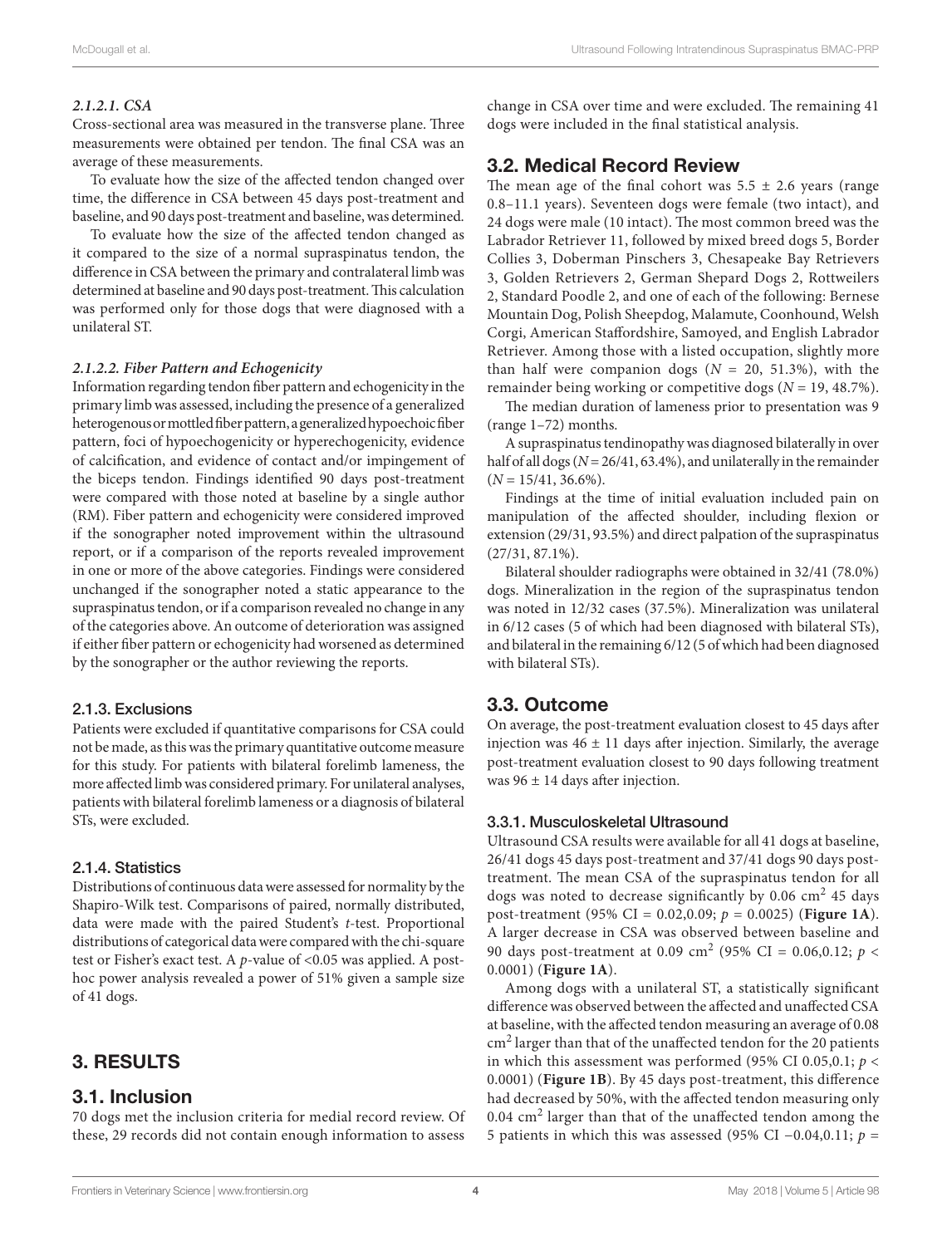#### *2.1.2.1. CSA*

Cross-sectional area was measured in the transverse plane. Three measurements were obtained per tendon. The final CSA was an average of these measurements.

To evaluate how the size of the affected tendon changed over time, the difference in CSA between 45 days post-treatment and baseline, and 90 days post-treatment and baseline, was determined.

To evaluate how the size of the affected tendon changed as it compared to the size of a normal supraspinatus tendon, the difference in CSA between the primary and contralateral limb was determined at baseline and 90 days post-treatment. This calculation was performed only for those dogs that were diagnosed with a unilateral ST.

#### *2.1.2.2. Fiber Pattern and Echogenicity*

Information regarding tendon fiber pattern and echogenicity in the primary limb was assessed, including the presence of a generalized heterogenous or mottled fiber pattern, a generalized hypoechoic fiber pattern, foci of hypoechogenicity or hyperechogenicity, evidence of calcification, and evidence of contact and/or impingement of the biceps tendon. Findings identified 90 days post-treatment were compared with those noted at baseline by a single author (RM). Fiber pattern and echogenicity were considered improved if the sonographer noted improvement within the ultrasound report, or if a comparison of the reports revealed improvement in one or more of the above categories. Findings were considered unchanged if the sonographer noted a static appearance to the supraspinatus tendon, or if a comparison revealed no change in any of the categories above. An outcome of deterioration was assigned if either fiber pattern or echogenicity had worsened as determined by the sonographer or the author reviewing the reports.

### 2.1.3. Exclusions

Patients were excluded if quantitative comparisons for CSA could not be made, as this was the primary quantitative outcome measure for this study. For patients with bilateral forelimb lameness, the more affected limb was considered primary. For unilateral analyses, patients with bilateral forelimb lameness or a diagnosis of bilateral STs, were excluded.

### 2.1.4. Statistics

Distributions of continuous data were assessed for normality by the Shapiro-Wilk test. Comparisons of paired, normally distributed, data were made with the paired Student's *t*-test. Proportional distributions of categorical data were compared with the chi-square test or Fisher's exact test. A *p*-value of <0.05 was applied. A post-hoc power analysis revealed a power of 51% given a sample size of 41 dogs.

## 3. RESULTS

### 3.1. Inclusion

70 dogs met the inclusion criteria for medial record review. Of these, 29 records did not contain enough information to assess change in CSA over time and were excluded. The remaining 41 dogs were included in the final statistical analysis.

### 3.2. Medical Record Review

The mean age of the final cohort was 5.5 ± 2.6 years (range 0.8–11.1 years). Seventeen dogs were female (two intact), and 24 dogs were male (10 intact). The most common breed was the Labrador Retriever 11, followed by mixed breed dogs 5, Border Collies 3, Doberman Pinschers 3, Chesapeake Bay Retrievers 3, Golden Retrievers 2, German Shepard Dogs 2, Rottweilers 2, Standard Poodle 2, and one of each of the following: Bernese Mountain Dog, Polish Sheepdog, Malamute, Coonhound, Welsh Corgi, American Staffordshire, Samoyed, and English Labrador Retriever. Among those with a listed occupation, slightly more than half were companion dogs ($N = 20$, 51.3%), with the remainder being working or competitive dogs ($N = 19$, 48.7%).

The median duration of lameness prior to presentation was 9 (range 1–72) months.

A supraspinatus tendinopathy was diagnosed bilaterally in over half of all dogs ($N = 26/41$, 63.4%), and unilaterally in the remainder ($N = 15/41$, 36.6%).

Findings at the time of initial evaluation included pain on manipulation of the affected shoulder, including flexion or extension (29/31, 93.5%) and direct palpation of the supraspinatus (27/31, 87.1%).

Bilateral shoulder radiographs were obtained in 32/41 (78.0%) dogs. Mineralization in the region of the supraspinatus tendon was noted in 12/32 cases (37.5%). Mineralization was unilateral in 6/12 cases (5 of which had been diagnosed with bilateral STs), and bilateral in the remaining 6/12 (5 of which had been diagnosed with bilateral STs).

### 3.3. Outcome

On average, the post-treatment evaluation closest to 45 days after injection was 46 ± 11 days after injection. Similarly, the average post-treatment evaluation closest to 90 days following treatment was 96 ± 14 days after injection.

#### 3.3.1. Musculoskeletal Ultrasound

Ultrasound CSA results were available for all 41 dogs at baseline, 26/41 dogs 45 days post-treatment and 37/41 dogs 90 days post-treatment. The mean CSA of the supraspinatus tendon for all dogs was noted to decrease significantly by 0.06 $cm^2$ 45 days post-treatment (95% CI = 0.02,0.09; $p = 0.0025$) (**Figure 1A**). A larger decrease in CSA was observed between baseline and 90 days post-treatment at 0.09 $cm^2$ (95% CI = 0.06,0.12; $p < 0.0001$) (**Figure 1A**).

Among dogs with a unilateral ST, a statistically significant difference was observed between the affected and unaffected CSA at baseline, with the affected tendon measuring an average of 0.08 $cm^2$ larger than that of the unaffected tendon for the 20 patients in which this assessment was performed (95% CI 0.05,0.1; $p < 0.0001$) (**Figure 1B**). By 45 days post-treatment, this difference had decreased by 50%, with the affected tendon measuring only 0.04 $cm^2$ larger than that of the unaffected tendon among the 5 patients in which this was assessed (95% CI −0.04,0.11; $p =$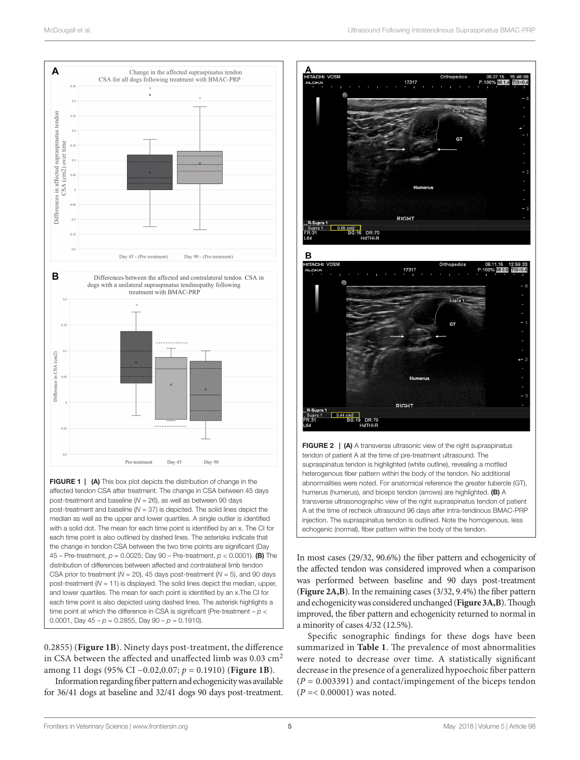**FIGURE 1 | (A)** This box plot depicts the distribution of change in the affected tendon CSA after treatment. The change in CSA between 45 days post-treatment and baseline (*N* = 26), as well as between 90 days post-treatment and baseline (*N* = 37) is depicted. The solid lines depict the median as well as the upper and lower quartiles. A single outlier is identified with a solid dot. The mean for each time point is identified by an x. The CI for each time point is also outlined by dashed lines. The asterisks indicate that the change in tendon CSA between the two time points are significant (Day 45 – Pre-treatment, $p = 0.0025$; Day 90 – Pre-treatment, $p < 0.0001$). **(B)** The distribution of differences between affected and contralateral limb tendon CSA prior to treatment (*N* = 20), 45 days post-treatment (*N* = 5), and 90 days post-treatment (*N* = 11) is displayed. The solid lines depict the median, upper, and lower quartiles. The mean for each point is identified by an x.The CI for each time point is also depicted using dashed lines. The asterisk highlights a time point at which the difference in CSA is significant (Pre-treatment – $p < 0.0001$, Day 45 – $p = 0.2855$, Day 90 – $p = 0.1910$).

0.2855) (**Figure 1B**). Ninety days post-treatment, the difference in CSA between the affected and unaffected limb was 0.03 cm$^2$ among 11 dogs (95% CI −0.02,0.07; $p = 0.1910$) (**Figure 1B**).

Information regarding fiber pattern and echogenicity was available for 36/41 dogs at baseline and 32/41 dogs 90 days post-treatment.

**FIGURE 2 | (A)** A transverse ultrasonic view of the right supraspinatus tendon of patient A at the time of pre-treatment ultrasound. The supraspinatus tendon is highlighted (white outline), revealing a mottled heterogenous fiber pattern within the body of the tendon. No additional abnormalities were noted. For anatomical reference the greater tubercle (GT), humerus (humerus), and biceps tendon (arrows) are highlighted. **(B)** A transverse ultrasonographic view of the right supraspinatus tendon of patient A at the time of recheck ultrasound 96 days after intra-tendinous BMAC-PRP injection. The supraspinatus tendon is outlined. Note the homogenous, less echogenic (normal), fiber pattern within the body of the tendon.

In most cases (29/32, 90.6%) the fiber pattern and echogenicity of the affected tendon was considered improved when a comparison was performed between baseline and 90 days post-treatment (**Figure 2A,B**). In the remaining cases (3/32, 9.4%) the fiber pattern and echogenicity was considered unchanged (**Figure 3A,B**). Though improved, the fiber pattern and echogenicity returned to normal in a minority of cases 4/32 (12.5%).

Specific sonographic findings for these dogs have been summarized in **Table 1**. The prevalence of most abnormalities were noted to decrease over time. A statistically significant decrease in the presence of a generalized hypoechoic fiber pattern ($P = 0.003391$) and contact/impingement of the biceps tendon ($P =< 0.00001$) was noted.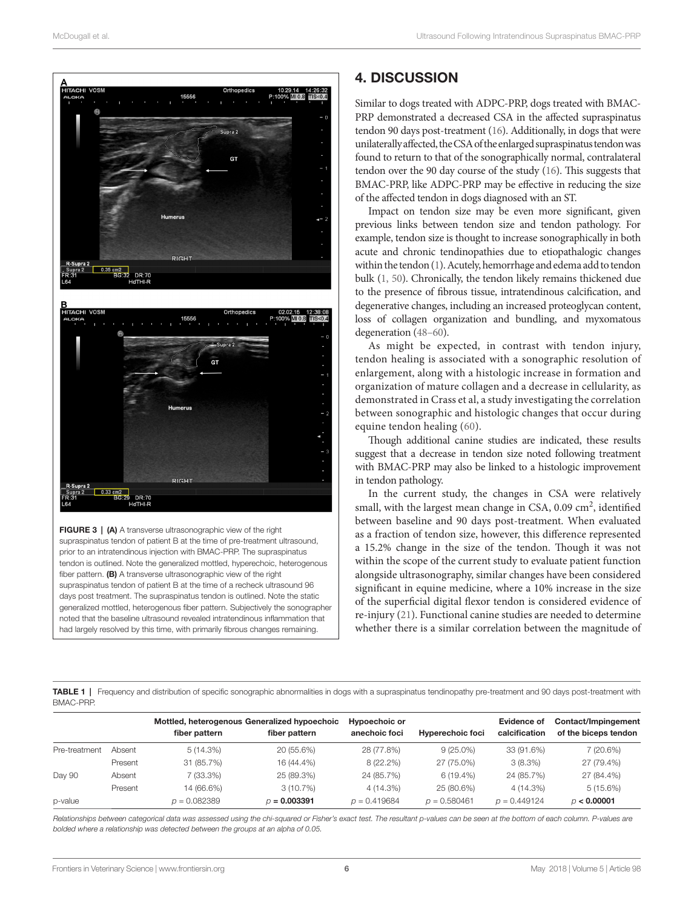FIGURE 3 | **(A)** A transverse ultrasonographic view of the right supraspinatus tendon of patient B at the time of pre-treatment ultrasound, prior to an intratendinous injection with BMAC-PRP. The supraspinatus tendon is outlined. Note the generalized mottled, hyperechoic, heterogenous fiber pattern. **(B)** A transverse ultrasonographic view of the right supraspinatus tendon of patient B at the time of a recheck ultrasound 96 days post treatment. The supraspinatus tendon is outlined. Note the static generalized mottled, heterogenous fiber pattern. Subjectively the sonographer noted that the baseline ultrasound revealed intratendinous inflammation that had largely resolved by this time, with primarily fibrous changes remaining.

## 4. DISCUSSION

Similar to dogs treated with ADPC-PRP, dogs treated with BMAC-PRP demonstrated a decreased CSA in the affected supraspinatus tendon 90 days post-treatment (16). Additionally, in dogs that were unilaterally affected, the CSA of the enlarged supraspinatus tendon was found to return to that of the sonographically normal, contralateral tendon over the 90 day course of the study (16). This suggests that BMAC-PRP, like ADPC-PRP may be effective in reducing the size of the affected tendon in dogs diagnosed with an ST.

Impact on tendon size may be even more significant, given previous links between tendon size and tendon pathology. For example, tendon size is thought to increase sonographically in both acute and chronic tendinopathies due to etiopathalogic changes within the tendon (1). Acutely, hemorrhage and edema add to tendon bulk (1, 50). Chronically, the tendon likely remains thickened due to the presence of fibrous tissue, intratendinous calcification, and degenerative changes, including an increased proteoglycan content, loss of collagen organization and bundling, and myxomatous degeneration (48–60).

As might be expected, in contrast with tendon injury, tendon healing is associated with a sonographic resolution of enlargement, along with a histologic increase in formation and organization of mature collagen and a decrease in cellularity, as demonstrated in Crass et al, a study investigating the correlation between sonographic and histologic changes that occur during equine tendon healing (60).

Though additional canine studies are indicated, these results suggest that a decrease in tendon size noted following treatment with BMAC-PRP may also be linked to a histologic improvement in tendon pathology.

In the current study, the changes in CSA were relatively small, with the largest mean change in CSA, 0.09 cm$^2$, identified between baseline and 90 days post-treatment. When evaluated as a fraction of tendon size, however, this difference represented a 15.2% change in the size of the tendon. Though it was not within the scope of the current study to evaluate patient function alongside ultrasonography, similar changes have been considered significant in equine medicine, where a 10% increase in the size of the superficial digital flexor tendon is considered evidence of re-injury (21). Functional canine studies are needed to determine whether there is a similar correlation between the magnitude of

**TABLE 1** | Frequency and distribution of specific sonographic abnormalities in dogs with a supraspinatus tendinopathy pre-treatment and 90 days post-treatment with BMAC-PRP.

| | | Mottled, heterogenous fiber pattern | Generalized hypoechoic fiber pattern | Hypoechoic or anechoic foci | Hyperechoic foci | Evidence of calcification | Contact/Impingement of the biceps tendon |
|---|---|---|---|---|---|---|---|
| Pre-treatment | Absent | 5 (14.3%) | 20 (55.6%) | 28 (77.8%) | 9 (25.0%) | 33 (91.6%) | 7 (20.6%) |
| | Present | 31 (85.7%) | 16 (44.4%) | 8 (22.2%) | 27 (75.0%) | 3 (8.3%) | 27 (79.4%) |
| Day 90 | Absent | 7 (33.3%) | 25 (89.3%) | 24 (85.7%) | 6 (19.4%) | 24 (85.7%) | 27 (84.4%) |
| | Present | 14 (66.6%) | 3 (10.7%) | 4 (14.3%) | 25 (80.6%) | 4 (14.3%) | 5 (15.6%) |
| p-value | | $p = 0.082389$ | $p =$ **0.003391** | $p = 0.419684$ | $p = 0.580461$ | $p = 0.449124$ | $p <$ **0.00001** |

*Relationships between categorical data was assessed using the chi-squared or Fisher's exact test. The resultant p-values can be seen at the bottom of each column. P-values are bolded where a relationship was detected between the groups at an alpha of 0.05.*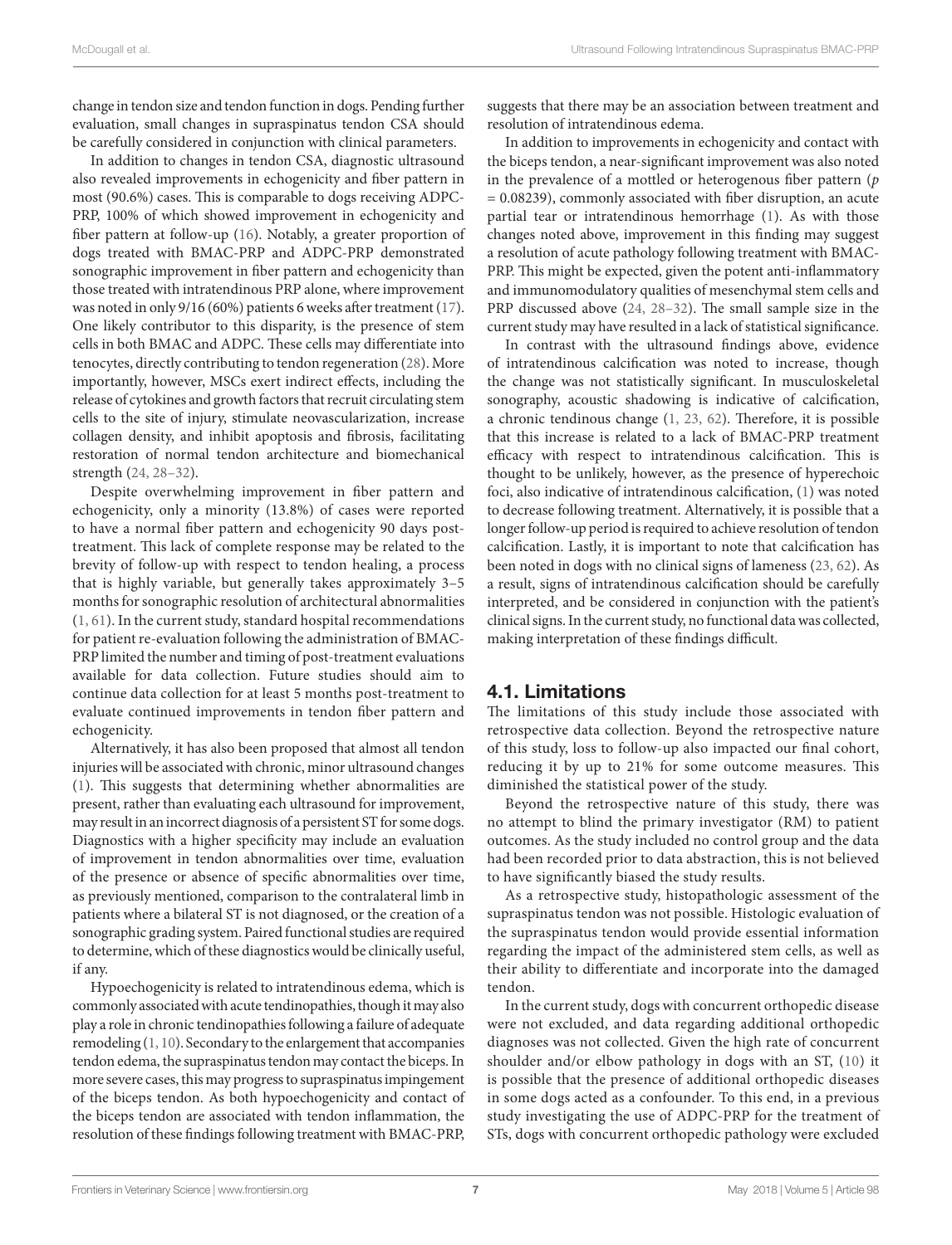change in tendon size and tendon function in dogs. Pending further evaluation, small changes in supraspinatus tendon CSA should be carefully considered in conjunction with clinical parameters.

In addition to changes in tendon CSA, diagnostic ultrasound also revealed improvements in echogenicity and fiber pattern in most (90.6%) cases. This is comparable to dogs receiving ADPC-PRP, 100% of which showed improvement in echogenicity and fiber pattern at follow-up (16). Notably, a greater proportion of dogs treated with BMAC-PRP and ADPC-PRP demonstrated sonographic improvement in fiber pattern and echogenicity than those treated with intratendinous PRP alone, where improvement was noted in only 9/16 (60%) patients 6 weeks after treatment (17). One likely contributor to this disparity, is the presence of stem cells in both BMAC and ADPC. These cells may differentiate into tenocytes, directly contributing to tendon regeneration (28). More importantly, however, MSCs exert indirect effects, including the release of cytokines and growth factors that recruit circulating stem cells to the site of injury, stimulate neovascularization, increase collagen density, and inhibit apoptosis and fibrosis, facilitating restoration of normal tendon architecture and biomechanical strength (24, 28–32).

Despite overwhelming improvement in fiber pattern and echogenicity, only a minority (13.8%) of cases were reported to have a normal fiber pattern and echogenicity 90 days post-treatment. This lack of complete response may be related to the brevity of follow-up with respect to tendon healing, a process that is highly variable, but generally takes approximately 3–5 months for sonographic resolution of architectural abnormalities (1, 61). In the current study, standard hospital recommendations for patient re-evaluation following the administration of BMAC-PRP limited the number and timing of post-treatment evaluations available for data collection. Future studies should aim to continue data collection for at least 5 months post-treatment to evaluate continued improvements in tendon fiber pattern and echogenicity.

Alternatively, it has also been proposed that almost all tendon injuries will be associated with chronic, minor ultrasound changes (1). This suggests that determining whether abnormalities are present, rather than evaluating each ultrasound for improvement, may result in an incorrect diagnosis of a persistent ST for some dogs. Diagnostics with a higher specificity may include an evaluation of improvement in tendon abnormalities over time, evaluation of the presence or absence of specific abnormalities over time, as previously mentioned, comparison to the contralateral limb in patients where a bilateral ST is not diagnosed, or the creation of a sonographic grading system. Paired functional studies are required to determine, which of these diagnostics would be clinically useful, if any.

Hypoechogenicity is related to intratendinous edema, which is commonly associated with acute tendinopathies, though it may also play a role in chronic tendinopathies following a failure of adequate remodeling (1, 10). Secondary to the enlargement that accompanies tendon edema, the supraspinatus tendon may contact the biceps. In more severe cases, this may progress to supraspinatus impingement of the biceps tendon. As both hypoechogenicity and contact of the biceps tendon are associated with tendon inflammation, the resolution of these findings following treatment with BMAC-PRP, suggests that there may be an association between treatment and resolution of intratendinous edema.

In addition to improvements in echogenicity and contact with the biceps tendon, a near-significant improvement was also noted in the prevalence of a mottled or heterogenous fiber pattern ($p = 0.08239$), commonly associated with fiber disruption, an acute partial tear or intratendinous hemorrhage (1). As with those changes noted above, improvement in this finding may suggest a resolution of acute pathology following treatment with BMAC-PRP. This might be expected, given the potent anti-inflammatory and immunomodulatory qualities of mesenchymal stem cells and PRP discussed above (24, 28–32). The small sample size in the current study may have resulted in a lack of statistical significance.

In contrast with the ultrasound findings above, evidence of intratendinous calcification was noted to increase, though the change was not statistically significant. In musculoskeletal sonography, acoustic shadowing is indicative of calcification, a chronic tendinous change (1, 23, 62). Therefore, it is possible that this increase is related to a lack of BMAC-PRP treatment efficacy with respect to intratendinous calcification. This is thought to be unlikely, however, as the presence of hyperechoic foci, also indicative of intratendinous calcification, (1) was noted to decrease following treatment. Alternatively, it is possible that a longer follow-up period is required to achieve resolution of tendon calcification. Lastly, it is important to note that calcification has been noted in dogs with no clinical signs of lameness (23, 62). As a result, signs of intratendinous calcification should be carefully interpreted, and be considered in conjunction with the patient's clinical signs. In the current study, no functional data was collected, making interpretation of these findings difficult.

## 4.1. Limitations

The limitations of this study include those associated with retrospective data collection. Beyond the retrospective nature of this study, loss to follow-up also impacted our final cohort, reducing it by up to 21% for some outcome measures. This diminished the statistical power of the study.

Beyond the retrospective nature of this study, there was no attempt to blind the primary investigator (RM) to patient outcomes. As the study included no control group and the data had been recorded prior to data abstraction, this is not believed to have significantly biased the study results.

As a retrospective study, histopathologic assessment of the supraspinatus tendon was not possible. Histologic evaluation of the supraspinatus tendon would provide essential information regarding the impact of the administered stem cells, as well as their ability to differentiate and incorporate into the damaged tendon.

In the current study, dogs with concurrent orthopedic disease were not excluded, and data regarding additional orthopedic diagnoses was not collected. Given the high rate of concurrent shoulder and/or elbow pathology in dogs with an ST, (10) it is possible that the presence of additional orthopedic diseases in some dogs acted as a confounder. To this end, in a previous study investigating the use of ADPC-PRP for the treatment of STs, dogs with concurrent orthopedic pathology were excluded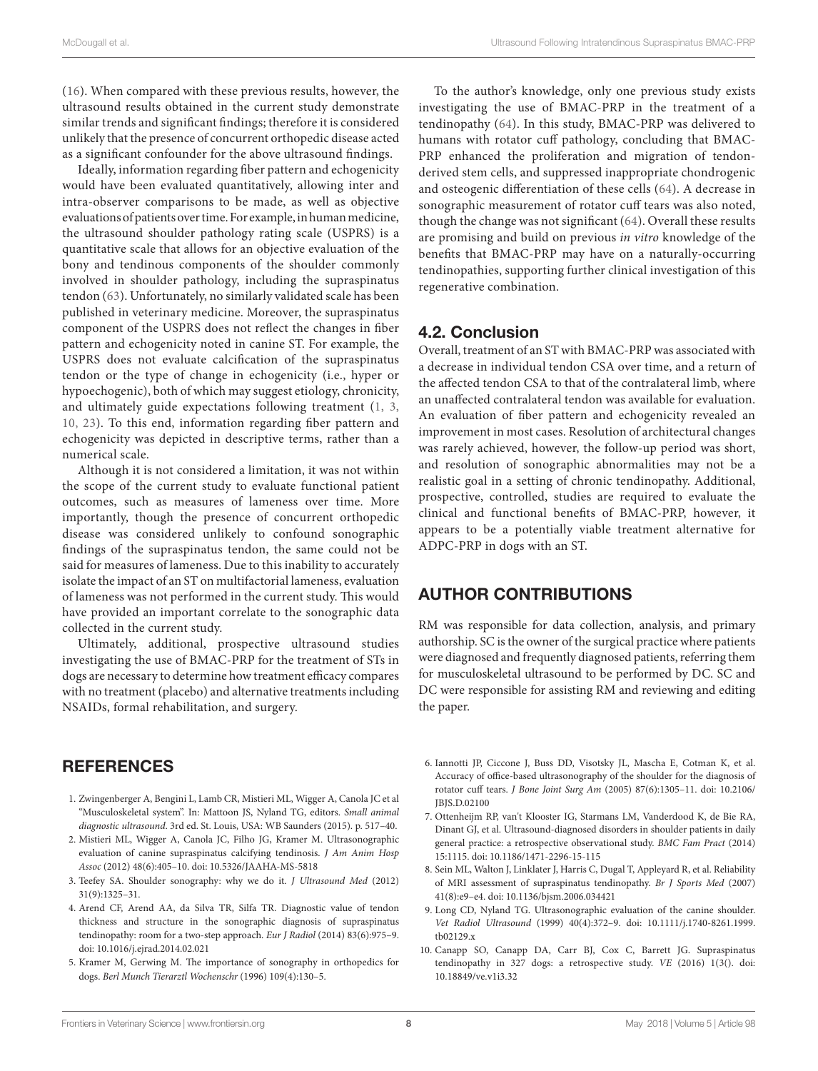(16). When compared with these previous results, however, the ultrasound results obtained in the current study demonstrate similar trends and significant findings; therefore it is considered unlikely that the presence of concurrent orthopedic disease acted as a significant confounder for the above ultrasound findings.

Ideally, information regarding fiber pattern and echogenicity would have been evaluated quantitatively, allowing inter and intra-observer comparisons to be made, as well as objective evaluations of patients over time. For example, in human medicine, the ultrasound shoulder pathology rating scale (USPRS) is a quantitative scale that allows for an objective evaluation of the bony and tendinous components of the shoulder commonly involved in shoulder pathology, including the supraspinatus tendon (63). Unfortunately, no similarly validated scale has been published in veterinary medicine. Moreover, the supraspinatus component of the USPRS does not reflect the changes in fiber pattern and echogenicity noted in canine ST. For example, the USPRS does not evaluate calcification of the supraspinatus tendon or the type of change in echogenicity (i.e., hyper or hypoechogenic), both of which may suggest etiology, chronicity, and ultimately guide expectations following treatment (1, 3, 10, 23). To this end, information regarding fiber pattern and echogenicity was depicted in descriptive terms, rather than a numerical scale.

Although it is not considered a limitation, it was not within the scope of the current study to evaluate functional patient outcomes, such as measures of lameness over time. More importantly, though the presence of concurrent orthopedic disease was considered unlikely to confound sonographic findings of the supraspinatus tendon, the same could not be said for measures of lameness. Due to this inability to accurately isolate the impact of an ST on multifactorial lameness, evaluation of lameness was not performed in the current study. This would have provided an important correlate to the sonographic data collected in the current study.

Ultimately, additional, prospective ultrasound studies investigating the use of BMAC-PRP for the treatment of STs in dogs are necessary to determine how treatment efficacy compares with no treatment (placebo) and alternative treatments including NSAIDs, formal rehabilitation, and surgery.

To the author's knowledge, only one previous study exists investigating the use of BMAC-PRP in the treatment of a tendinopathy (64). In this study, BMAC-PRP was delivered to humans with rotator cuff pathology, concluding that BMAC-PRP enhanced the proliferation and migration of tendon-derived stem cells, and suppressed inappropriate chondrogenic and osteogenic differentiation of these cells (64). A decrease in sonographic measurement of rotator cuff tears was also noted, though the change was not significant (64). Overall these results are promising and build on previous *in vitro* knowledge of the benefits that BMAC-PRP may have on a naturally-occurring tendinopathies, supporting further clinical investigation of this regenerative combination.

## 4.2. Conclusion

Overall, treatment of an ST with BMAC-PRP was associated with a decrease in individual tendon CSA over time, and a return of the affected tendon CSA to that of the contralateral limb, where an unaffected contralateral tendon was available for evaluation. An evaluation of fiber pattern and echogenicity revealed an improvement in most cases. Resolution of architectural changes was rarely achieved, however, the follow-up period was short, and resolution of sonographic abnormalities may not be a realistic goal in a setting of chronic tendinopathy. Additional, prospective, controlled, studies are required to evaluate the clinical and functional benefits of BMAC-PRP, however, it appears to be a potentially viable treatment alternative for ADPC-PRP in dogs with an ST.

## AUTHOR CONTRIBUTIONS

RM was responsible for data collection, analysis, and primary authorship. SC is the owner of the surgical practice where patients were diagnosed and frequently diagnosed patients, referring them for musculoskeletal ultrasound to be performed by DC. SC and DC were responsible for assisting RM and reviewing and editing the paper.

## REFERENCES

1. Zwingenberger A, Bengini L, Lamb CR, Mistieri ML, Wigger A, Canola JC et al "Musculoskeletal system". In: Mattoon JS, Nyland TG, editors. *Small animal diagnostic ultrasound*. 3rd ed. St. Louis, USA: WB Saunders (2015). p. 517–40.
2. Mistieri ML, Wigger A, Canola JC, Filho JG, Kramer M. Ultrasonographic evaluation of canine supraspinatus calcifying tendinosis. *J Am Anim Hosp Assoc* (2012) 48(6):405–10. doi: 10.5326/JAAHA-MS-5818
3. Teefey SA. Shoulder sonography: why we do it. *J Ultrasound Med* (2012) 31(9):1325–31.
4. Arend CF, Arend AA, da Silva TR, Silfa TR. Diagnostic value of tendon thickness and structure in the sonographic diagnosis of supraspinatus tendinopathy: room for a two-step approach. *Eur J Radiol* (2014) 83(6):975–9. doi: 10.1016/j.ejrad.2014.02.021
5. Kramer M, Gerwing M. The importance of sonography in orthopedics for dogs. *Berl Munch Tierarztl Wochenschr* (1996) 109(4):130–5.
6. Iannotti JP, Ciccone J, Buss DD, Visotsky JL, Mascha E, Cotman K, et al. Accuracy of office-based ultrasonography of the shoulder for the diagnosis of rotator cuff tears. *J Bone Joint Surg Am* (2005) 87(6):1305–11. doi: 10.2106/JBJS.D.02100
7. Ottenheijm RP, van't Klooster IG, Starmans LM, Vanderdood K, de Bie RA, Dinant GJ, et al. Ultrasound-diagnosed disorders in shoulder patients in daily general practice: a retrospective observational study. *BMC Fam Pract* (2014) 15:1115. doi: 10.1186/1471-2296-15-115
8. Sein ML, Walton J, Linklater J, Harris C, Dugal T, Appleyard R, et al. Reliability of MRI assessment of supraspinatus tendinopathy. *Br J Sports Med* (2007) 41(8):e9–e4. doi: 10.1136/bjsm.2006.034421
9. Long CD, Nyland TG. Ultrasonographic evaluation of the canine shoulder. *Vet Radiol Ultrasound* (1999) 40(4):372–9. doi: 10.1111/j.1740-8261.1999.tb02129.x
10. Canapp SO, Canapp DA, Carr BJ, Cox C, Barrett JG. Supraspinatus tendinopathy in 327 dogs: a retrospective study. *VE* (2016) 1(3(). doi: 10.18849/ve.v1i3.32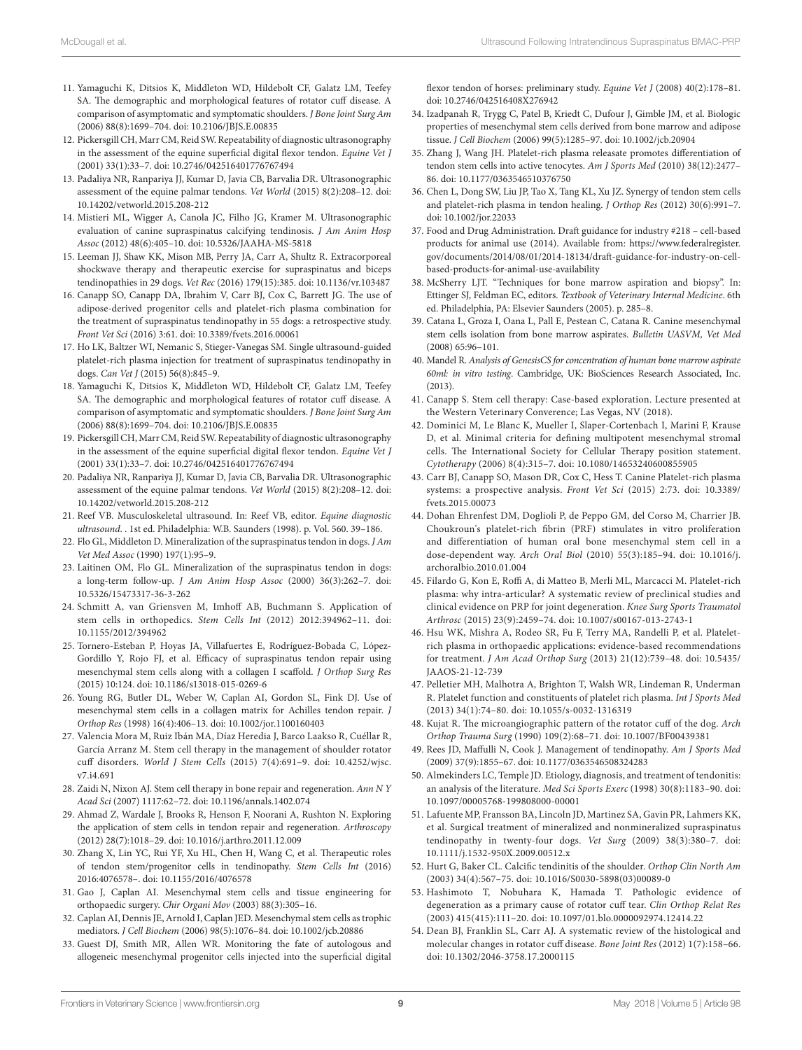11. Yamaguchi K, Ditsios K, Middleton WD, Hildebolt CF, Galatz LM, Teefey SA. The demographic and morphological features of rotator cuff disease. A comparison of asymptomatic and symptomatic shoulders. *J Bone Joint Surg Am* (2006) 88(8):1699–704. doi: 10.2106/JBJS.E.00835
12. Pickersgill CH, Marr CM, Reid SW. Repeatability of diagnostic ultrasonography in the assessment of the equine superficial digital flexor tendon. *Equine Vet J* (2001) 33(1):33–7. doi: 10.2746/042516401776767494
13. Padaliya NR, Ranpariya JJ, Kumar D, Javia CB, Barvalia DR. Ultrasonographic assessment of the equine palmar tendons. *Vet World* (2015) 8(2):208–12. doi: 10.14202/vetworld.2015.208-212
14. Mistieri ML, Wigger A, Canola JC, Filho JG, Kramer M. Ultrasonographic evaluation of canine supraspinatus calcifying tendinosis. *J Am Anim Hosp Assoc* (2012) 48(6):405–10. doi: 10.5326/JAAHA-MS-5818
15. Leeman JJ, Shaw KK, Mison MB, Perry JA, Carr A, Shultz R. Extracorporeal shockwave therapy and therapeutic exercise for supraspinatus and biceps tendinopathies in 29 dogs. *Vet Rec* (2016) 179(15):385. doi: 10.1136/vr.103487
16. Canapp SO, Canapp DA, Ibrahim V, Carr BJ, Cox C, Barrett JG. The use of adipose-derived progenitor cells and platelet-rich plasma combination for the treatment of supraspinatus tendinopathy in 55 dogs: a retrospective study. *Front Vet Sci* (2016) 3:61. doi: 10.3389/fvets.2016.00061
17. Ho LK, Baltzer WI, Nemanic S, Stieger-Vanegas SM. Single ultrasound-guided platelet-rich plasma injection for treatment of supraspinatus tendinopathy in dogs. *Can Vet J* (2015) 56(8):845–9.
18. Yamaguchi K, Ditsios K, Middleton WD, Hildebolt CF, Galatz LM, Teefey SA. The demographic and morphological features of rotator cuff disease. A comparison of asymptomatic and symptomatic shoulders. *J Bone Joint Surg Am* (2006) 88(8):1699–704. doi: 10.2106/JBJS.E.00835
19. Pickersgill CH, Marr CM, Reid SW. Repeatability of diagnostic ultrasonography in the assessment of the equine superficial digital flexor tendon. *Equine Vet J* (2001) 33(1):33–7. doi: 10.2746/042516401776767494
20. Padaliya NR, Ranpariya JJ, Kumar D, Javia CB, Barvalia DR. Ultrasonographic assessment of the equine palmar tendons. *Vet World* (2015) 8(2):208–12. doi: 10.14202/vetworld.2015.208-212
21. Reef VB. Musculoskeletal ultrasound. In: Reef VB, editor. *Equine diagnostic ultrasound*. . 1st ed. Philadelphia: W.B. Saunders (1998). p. Vol. 560. 39–186.
22. Flo GL, Middleton D. Mineralization of the supraspinatus tendon in dogs. *J Am Vet Med Assoc* (1990) 197(1):95–9.
23. Laitinen OM, Flo GL. Mineralization of the supraspinatus tendon in dogs: a long-term follow-up. *J Am Anim Hosp Assoc* (2000) 36(3):262–7. doi: 10.5326/15473317-36-3-262
24. Schmitt A, van Griensven M, Imhoff AB, Buchmann S. Application of stem cells in orthopedics. *Stem Cells Int* (2012) 2012:394962–11. doi: 10.1155/2012/394962
25. Tornero-Esteban P, Hoyas JA, Villafuertes E, Rodríguez-Bobada C, López-Gordillo Y, Rojo FJ, et al. Efficacy of supraspinatus tendon repair using mesenchymal stem cells along with a collagen I scaffold. *J Orthop Surg Res* (2015) 10:124. doi: 10.1186/s13018-015-0269-6
26. Young RG, Butler DL, Weber W, Caplan AI, Gordon SL, Fink DJ. Use of mesenchymal stem cells in a collagen matrix for Achilles tendon repair. *J Orthop Res* (1998) 16(4):406–13. doi: 10.1002/jor.1100160403
27. Valencia Mora M, Ruiz Ibán MA, Díaz Heredia J, Barco Laakso R, Cuéllar R, García Arranz M. Stem cell therapy in the management of shoulder rotator cuff disorders. *World J Stem Cells* (2015) 7(4):691–9. doi: 10.4252/wjsc.v7.i4.691
28. Zaidi N, Nixon AJ. Stem cell therapy in bone repair and regeneration. *Ann N Y Acad Sci* (2007) 1117:62–72. doi: 10.1196/annals.1402.074
29. Ahmad Z, Wardale J, Brooks R, Henson F, Noorani A, Rushton N. Exploring the application of stem cells in tendon repair and regeneration. *Arthroscopy* (2012) 28(7):1018–29. doi: 10.1016/j.arthro.2011.12.009
30. Zhang X, Lin YC, Rui YF, Xu HL, Chen H, Wang C, et al. Therapeutic roles of tendon stem/progenitor cells in tendinopathy. *Stem Cells Int* (2016) 2016:4076578–. doi: 10.1155/2016/4076578
31. Gao J, Caplan AI. Mesenchymal stem cells and tissue engineering for orthopaedic surgery. *Chir Organi Mov* (2003) 88(3):305–16.
32. Caplan AI, Dennis JE, Arnold I, Caplan JED. Mesenchymal stem cells as trophic mediators. *J Cell Biochem* (2006) 98(5):1076–84. doi: 10.1002/jcb.20886
33. Guest DJ, Smith MR, Allen WR. Monitoring the fate of autologous and allogeneic mesenchymal progenitor cells injected into the superficial digital flexor tendon of horses: preliminary study. *Equine Vet J* (2008) 40(2):178–81. doi: 10.2746/042516408X276942
34. Izadpanah R, Trygg C, Patel B, Kriedt C, Dufour J, Gimble JM, et al. Biologic properties of mesenchymal stem cells derived from bone marrow and adipose tissue. *J Cell Biochem* (2006) 99(5):1285–97. doi: 10.1002/jcb.20904
35. Zhang J, Wang JH. Platelet-rich plasma releasate promotes differentiation of tendon stem cells into active tenocytes. *Am J Sports Med* (2010) 38(12):2477–86. doi: 10.1177/0363546510376750
36. Chen L, Dong SW, Liu JP, Tao X, Tang KL, Xu JZ. Synergy of tendon stem cells and platelet-rich plasma in tendon healing. *J Orthop Res* (2012) 30(6):991–7. doi: 10.1002/jor.22033
37. Food and Drug Administration. Draft guidance for industry #218 – cell-based products for animal use (2014). Available from: https://www.federalregister.gov/documents/2014/08/01/2014-18134/draft-guidance-for-industry-on-cell-based-products-for-animal-use-availability
38. McSherry LJT. "Techniques for bone marrow aspiration and biopsy". In: Ettinger SJ, Feldman EC, editors. *Textbook of Veterinary Internal Medicine*. 6th ed. Philadelphia, PA: Elsevier Saunders (2005). p. 285–8.
39. Catana L, Groza I, Oana L, Pall E, Pestean C, Catana R. Canine mesenchymal stem cells isolation from bone marrow aspirates. *Bulletin UASVM, Vet Med* (2008) 65:96–101.
40. Mandel R. *Analysis of GenesisCS for concentration of human bone marrow aspirate 60ml: in vitro testing*. Cambridge, UK: BioSciences Research Associated, Inc. (2013).
41. Canapp S. Stem cell therapy: Case-based exploration. Lecture presented at the Western Veterinary Converence; Las Vegas, NV (2018).
42. Dominici M, Le Blanc K, Mueller I, Slaper-Cortenbach I, Marini F, Krause D, et al. Minimal criteria for defining multipotent mesenchymal stromal cells. The International Society for Cellular Therapy position statement. *Cytotherapy* (2006) 8(4):315–7. doi: 10.1080/14653240600855905
43. Carr BJ, Canapp SO, Mason DR, Cox C, Hess T. Canine Platelet-rich plasma systems: a prospective analysis. *Front Vet Sci* (2015) 2:73. doi: 10.3389/fvets.2015.00073
44. Dohan Ehrenfest DM, Doglioli P, de Peppo GM, del Corso M, Charrier JB. Choukroun's platelet-rich fibrin (PRF) stimulates in vitro proliferation and differentiation of human oral bone mesenchymal stem cell in a dose-dependent way. *Arch Oral Biol* (2010) 55(3):185–94. doi: 10.1016/j.archoralbio.2010.01.004
45. Filardo G, Kon E, Roffi A, di Matteo B, Merli ML, Marcacci M. Platelet-rich plasma: why intra-articular? A systematic review of preclinical studies and clinical evidence on PRP for joint degeneration. *Knee Surg Sports Traumatol Arthrosc* (2015) 23(9):2459–74. doi: 10.1007/s00167-013-2743-1
46. Hsu WK, Mishra A, Rodeo SR, Fu F, Terry MA, Randelli P, et al. Platelet-rich plasma in orthopaedic applications: evidence-based recommendations for treatment. *J Am Acad Orthop Surg* (2013) 21(12):739–48. doi: 10.5435/JAAOS-21-12-739
47. Pelletier MH, Malhotra A, Brighton T, Walsh WR, Lindeman R, Underman R. Platelet function and constituents of platelet rich plasma. *Int J Sports Med* (2013) 34(1):74–80. doi: 10.1055/s-0032-1316319
48. Kujat R. The microangiographic pattern of the rotator cuff of the dog. *Arch Orthop Trauma Surg* (1990) 109(2):68–71. doi: 10.1007/BF00439381
49. Rees JD, Maffulli N, Cook J. Management of tendinopathy. *Am J Sports Med* (2009) 37(9):1855–67. doi: 10.1177/0363546508324283
50. Almekinders LC, Temple JD. Etiology, diagnosis, and treatment of tendonitis: an analysis of the literature. *Med Sci Sports Exerc* (1998) 30(8):1183–90. doi: 10.1097/00005768-199808000-00001
51. Lafuente MP, Fransson BA, Lincoln JD, Martinez SA, Gavin PR, Lahmers KK, et al. Surgical treatment of mineralized and nonmineralized supraspinatus tendinopathy in twenty-four dogs. *Vet Surg* (2009) 38(3):380–7. doi: 10.1111/j.1532-950X.2009.00512.x
52. Hurt G, Baker CL. Calcific tendinitis of the shoulder. *Orthop Clin North Am* (2003) 34(4):567–75. doi: 10.1016/S0030-5898(03)00089-0
53. Hashimoto T, Nobuhara K, Hamada T. Pathologic evidence of degeneration as a primary cause of rotator cuff tear. *Clin Orthop Relat Res* (2003) 415(415):111–20. doi: 10.1097/01.blo.0000092974.12414.22
54. Dean BJ, Franklin SL, Carr AJ. A systematic review of the histological and molecular changes in rotator cuff disease. *Bone Joint Res* (2012) 1(7):158–66. doi: 10.1302/2046-3758.17.2000115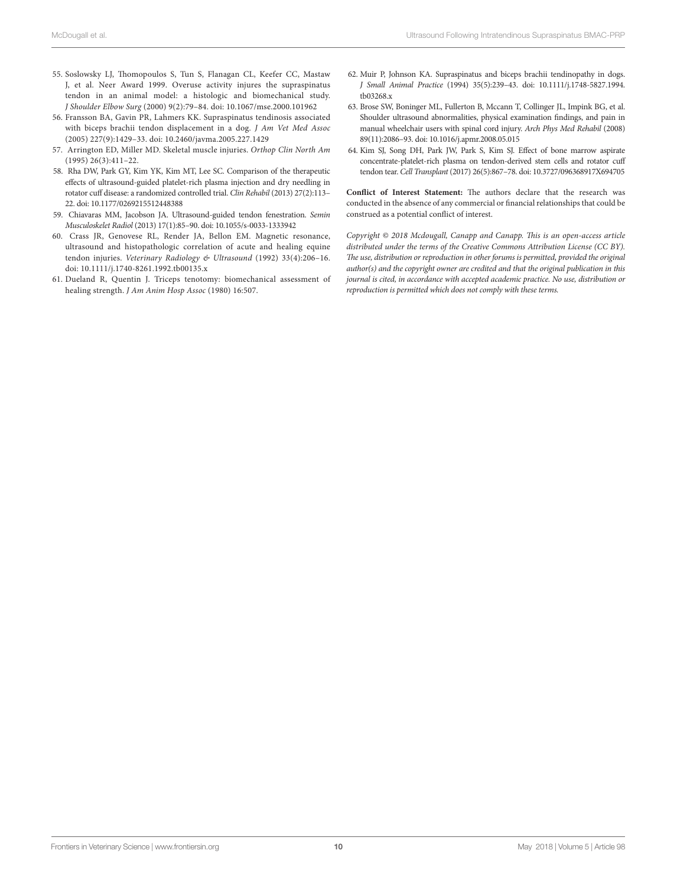55. Soslowsky LJ, Thomopoulos S, Tun S, Flanagan CL, Keefer CC, Mastaw J, et al. Neer Award 1999. Overuse activity injures the supraspinatus tendon in an animal model: a histologic and biomechanical study. *J Shoulder Elbow Surg* (2000) 9(2):79–84. doi: 10.1067/mse.2000.101962
56. Fransson BA, Gavin PR, Lahmers KK. Supraspinatus tendinosis associated with biceps brachii tendon displacement in a dog. *J Am Vet Med Assoc* (2005) 227(9):1429–33. doi: 10.2460/javma.2005.227.1429
57. Arrington ED, Miller MD. Skeletal muscle injuries. *Orthop Clin North Am* (1995) 26(3):411–22.
58. Rha DW, Park GY, Kim YK, Kim MT, Lee SC. Comparison of the therapeutic effects of ultrasound-guided platelet-rich plasma injection and dry needling in rotator cuff disease: a randomized controlled trial. *Clin Rehabil* (2013) 27(2):113–22. doi: 10.1177/0269215512448388
59. Chiavaras MM, Jacobson JA. Ultrasound-guided tendon fenestration. *Semin Musculoskelet Radiol* (2013) 17(1):85–90. doi: 10.1055/s-0033-1333942
60. Crass JR, Genovese RL, Render JA, Bellon EM. Magnetic resonance, ultrasound and histopathologic correlation of acute and healing equine tendon injuries. *Veterinary Radiology & Ultrasound* (1992) 33(4):206–16. doi: 10.1111/j.1740-8261.1992.tb00135.x
61. Dueland R, Quentin J. Triceps tenotomy: biomechanical assessment of healing strength. *J Am Anim Hosp Assoc* (1980) 16:507.
62. Muir P, Johnson KA. Supraspinatus and biceps brachii tendinopathy in dogs. *J Small Animal Practice* (1994) 35(5):239–43. doi: 10.1111/j.1748-5827.1994.tb03268.x
63. Brose SW, Boninger ML, Fullerton B, Mccann T, Collinger JL, Impink BG, et al. Shoulder ultrasound abnormalities, physical examination findings, and pain in manual wheelchair users with spinal cord injury. *Arch Phys Med Rehabil* (2008) 89(11):2086–93. doi: 10.1016/j.apmr.2008.05.015
64. Kim SJ, Song DH, Park JW, Park S, Kim SJ. Effect of bone marrow aspirate concentrate-platelet-rich plasma on tendon-derived stem cells and rotator cuff tendon tear. *Cell Transplant* (2017) 26(5):867–78. doi: 10.3727/096368917X694705

**Conflict of Interest Statement:** The authors declare that the research was conducted in the absence of any commercial or financial relationships that could be construed as a potential conflict of interest.

*Copyright © 2018 Mcdougall, Canapp and Canapp. This is an open-access article distributed under the terms of the Creative Commons Attribution License (CC BY). The use, distribution or reproduction in other forums is permitted, provided the original author(s) and the copyright owner are credited and that the original publication in this journal is cited, in accordance with accepted academic practice. No use, distribution or reproduction is permitted which does not comply with these terms.*